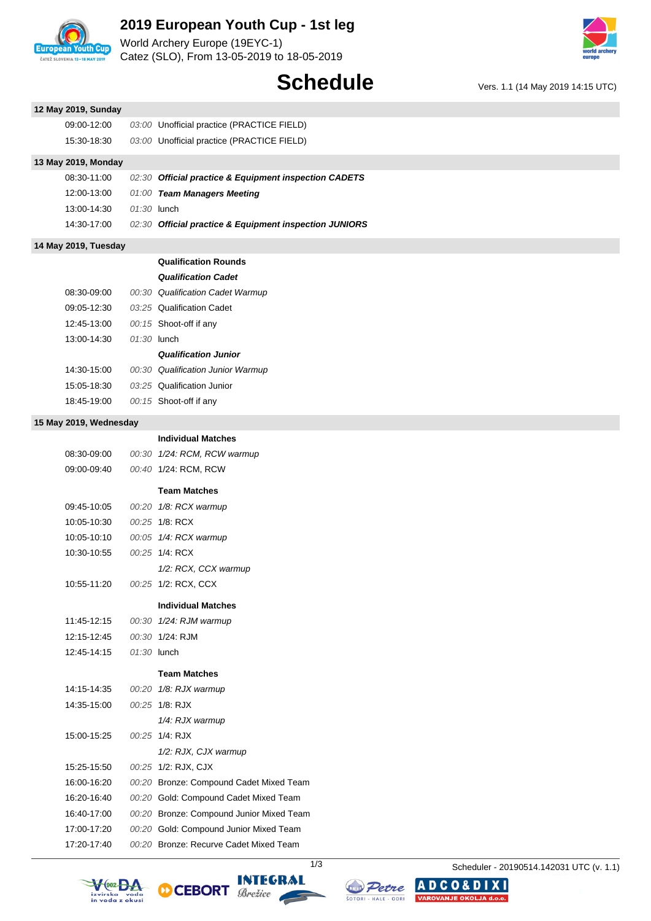# 2019 European Youth Cup - 1st leg

World Archery Europe (19EYC-1)
Catez (SLO), From 13-05-2019 to 18-05-2019

## Schedule

Vers. 1.1 (14 May 2019 14:15 UTC)

**12 May 2019, Sunday**

| Time | Duration | Event |
|---|---|---|
| 09:00-12:00 | *03:00* | Unofficial practice (PRACTICE FIELD) |
| 15:30-18:30 | *03:00* | Unofficial practice (PRACTICE FIELD) |

**13 May 2019, Monday**

| Time | Duration | Event |
|---|---|---|
| 08:30-11:00 | *02:30* | ***Official practice & Equipment inspection CADETS*** |
| 12:00-13:00 | *01:00* | ***Team Managers Meeting*** |
| 13:00-14:30 | *01:30* | lunch |
| 14:30-17:00 | *02:30* | ***Official practice & Equipment inspection JUNIORS*** |

**14 May 2019, Tuesday**

| Time | Duration | Event |
|---|---|---|
| | | **Qualification Rounds** |
| | | ***Qualification Cadet*** |
| 08:30-09:00 | *00:30* | *Qualification Cadet Warmup* |
| 09:05-12:30 | *03:25* | Qualification Cadet |
| 12:45-13:00 | *00:15* | Shoot-off if any |
| 13:00-14:30 | *01:30* | lunch |
| | | ***Qualification Junior*** |
| 14:30-15:00 | *00:30* | *Qualification Junior Warmup* |
| 15:05-18:30 | *03:25* | Qualification Junior |
| 18:45-19:00 | *00:15* | Shoot-off if any |

**15 May 2019, Wednesday**

| Time | Duration | Event |
|---|---|---|
| | | **Individual Matches** |
| 08:30-09:00 | *00:30* | *1/24: RCM, RCW warmup* |
| 09:00-09:40 | *00:40* | 1/24: RCM, RCW |
| | | **Team Matches** |
| 09:45-10:05 | *00:20* | *1/8: RCX warmup* |
| 10:05-10:30 | *00:25* | 1/8: RCX |
| 10:05-10:10 | *00:05* | *1/4: RCX warmup* |
| 10:30-10:55 | *00:25* | 1/4: RCX |
| | | *1/2: RCX, CCX warmup* |
| 10:55-11:20 | *00:25* | 1/2: RCX, CCX |
| | | **Individual Matches** |
| 11:45-12:15 | *00:30* | *1/24: RJM warmup* |
| 12:15-12:45 | *00:30* | 1/24: RJM |
| 12:45-14:15 | *01:30* | lunch |
| | | **Team Matches** |
| 14:15-14:35 | *00:20* | *1/8: RJX warmup* |
| 14:35-15:00 | *00:25* | 1/8: RJX |
| | | *1/4: RJX warmup* |
| 15:00-15:25 | *00:25* | 1/4: RJX |
| | | *1/2: RJX, CJX warmup* |
| 15:25-15:50 | *00:25* | 1/2: RJX, CJX |
| 16:00-16:20 | *00:20* | Bronze: Compound Cadet Mixed Team |
| 16:20-16:40 | *00:20* | Gold: Compound Cadet Mixed Team |
| 16:40-17:00 | *00:20* | Bronze: Compound Junior Mixed Team |
| 17:00-17:20 | *00:20* | Gold: Compound Junior Mixed Team |
| 17:20-17:40 | *00:20* | Bronze: Recurve Cadet Mixed Team |

Scheduler - 20190514.142031 UTC (v. 1.1)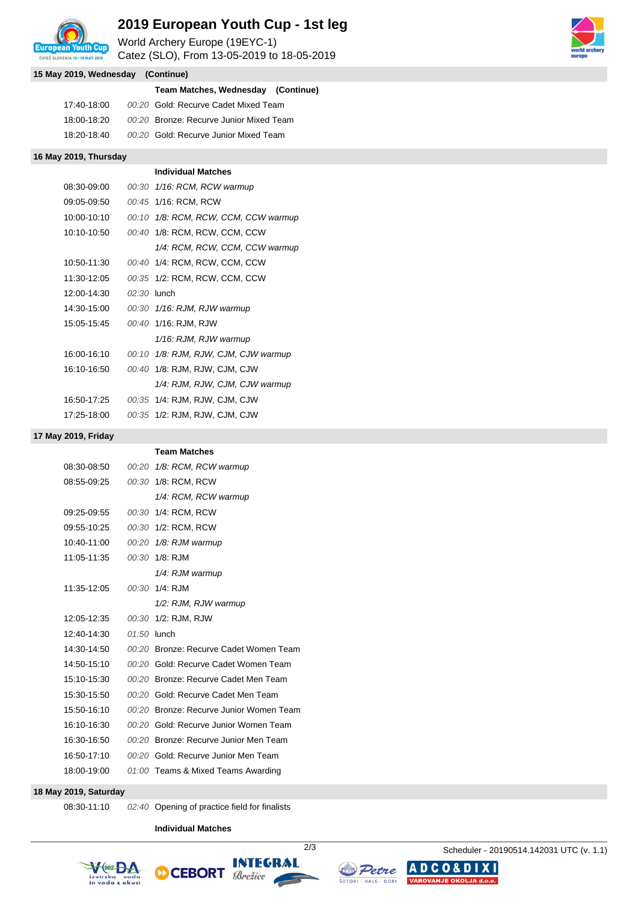## 15 May 2019, Wednesday (Continue)

**Team Matches, Wednesday (Continue)**

| Time | Duration | Event |
|---|---|---|
| 17:40-18:00 | *00:20* | Gold: Recurve Cadet Mixed Team |
| 18:00-18:20 | *00:20* | Bronze: Recurve Junior Mixed Team |
| 18:20-18:40 | *00:20* | Gold: Recurve Junior Mixed Team |

## 16 May 2019, Thursday

**Individual Matches**

| Time | Duration | Event |
|---|---|---|
| 08:30-09:00 | *00:30* | *1/16: RCM, RCW warmup* |
| 09:05-09:50 | *00:45* | 1/16: RCM, RCW |
| 10:00-10:10 | *00:10* | *1/8: RCM, RCW, CCM, CCW warmup* |
| 10:10-10:50 | *00:40* | 1/8: RCM, RCW, CCM, CCW |
| | | *1/4: RCM, RCW, CCM, CCW warmup* |
| 10:50-11:30 | *00:40* | 1/4: RCM, RCW, CCM, CCW |
| 11:30-12:05 | *00:35* | 1/2: RCM, RCW, CCM, CCW |
| 12:00-14:30 | *02:30* | lunch |
| 14:30-15:00 | *00:30* | *1/16: RJM, RJW warmup* |
| 15:05-15:45 | *00:40* | 1/16: RJM, RJW |
| | | *1/16: RJM, RJW warmup* |
| 16:00-16:10 | *00:10* | *1/8: RJM, RJW, CJM, CJW warmup* |
| 16:10-16:50 | *00:40* | 1/8: RJM, RJW, CJM, CJW |
| | | *1/4: RJM, RJW, CJM, CJW warmup* |
| 16:50-17:25 | *00:35* | 1/4: RJM, RJW, CJM, CJW |
| 17:25-18:00 | *00:35* | 1/2: RJM, RJW, CJM, CJW |

## 17 May 2019, Friday

**Team Matches**

| Time | Duration | Event |
|---|---|---|
| 08:30-08:50 | *00:20* | *1/8: RCM, RCW warmup* |
| 08:55-09:25 | *00:30* | 1/8: RCM, RCW |
| | | *1/4: RCM, RCW warmup* |
| 09:25-09:55 | *00:30* | 1/4: RCM, RCW |
| 09:55-10:25 | *00:30* | 1/2: RCM, RCW |
| 10:40-11:00 | *00:20* | *1/8: RJM warmup* |
| 11:05-11:35 | *00:30* | 1/8: RJM |
| | | *1/4: RJM warmup* |
| 11:35-12:05 | *00:30* | 1/4: RJM |
| | | *1/2: RJM, RJW warmup* |
| 12:05-12:35 | *00:30* | 1/2: RJM, RJW |
| 12:40-14:30 | *01:50* | lunch |
| 14:30-14:50 | *00:20* | Bronze: Recurve Cadet Women Team |
| 14:50-15:10 | *00:20* | Gold: Recurve Cadet Women Team |
| 15:10-15:30 | *00:20* | Bronze: Recurve Cadet Men Team |
| 15:30-15:50 | *00:20* | Gold: Recurve Cadet Men Team |
| 15:50-16:10 | *00:20* | Bronze: Recurve Junior Women Team |
| 16:10-16:30 | *00:20* | Gold: Recurve Junior Women Team |
| 16:30-16:50 | *00:20* | Bronze: Recurve Junior Men Team |
| 16:50-17:10 | *00:20* | Gold: Recurve Junior Men Team |
| 18:00-19:00 | *01:00* | Teams & Mixed Teams Awarding |

## 18 May 2019, Saturday

| Time | Duration | Event |
|---|---|---|
| 08:30-11:10 | *02:40* | Opening of practice field for finalists |

**Individual Matches**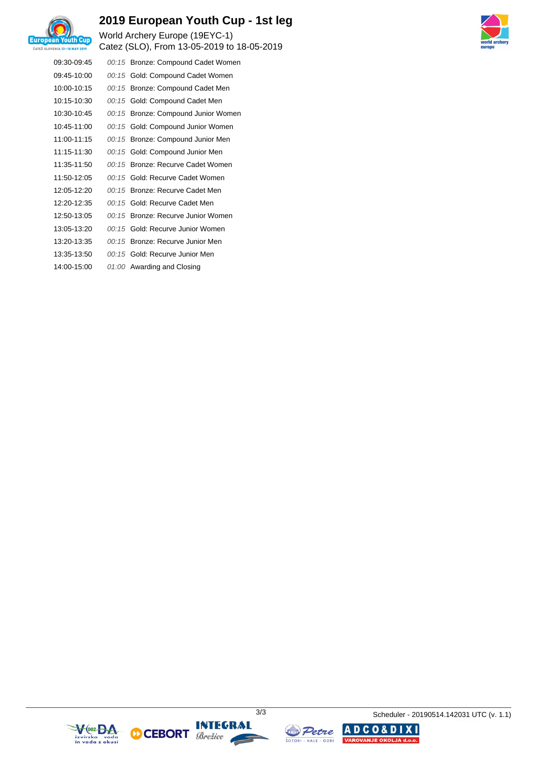# 2019 European Youth Cup - 1st leg

World Archery Europe (19EYC-1)
Catez (SLO), From 13-05-2019 to 18-05-2019

| | | |
|---|---|---|
| 09:30-09:45 | *00:15* | Bronze: Compound Cadet Women |
| 09:45-10:00 | *00:15* | Gold: Compound Cadet Women |
| 10:00-10:15 | *00:15* | Bronze: Compound Cadet Men |
| 10:15-10:30 | *00:15* | Gold: Compound Cadet Men |
| 10:30-10:45 | *00:15* | Bronze: Compound Junior Women |
| 10:45-11:00 | *00:15* | Gold: Compound Junior Women |
| 11:00-11:15 | *00:15* | Bronze: Compound Junior Men |
| 11:15-11:30 | *00:15* | Gold: Compound Junior Men |
| 11:35-11:50 | *00:15* | Bronze: Recurve Cadet Women |
| 11:50-12:05 | *00:15* | Gold: Recurve Cadet Women |
| 12:05-12:20 | *00:15* | Bronze: Recurve Cadet Men |
| 12:20-12:35 | *00:15* | Gold: Recurve Cadet Men |
| 12:50-13:05 | *00:15* | Bronze: Recurve Junior Women |
| 13:05-13:20 | *00:15* | Gold: Recurve Junior Women |
| 13:20-13:35 | *00:15* | Bronze: Recurve Junior Men |
| 13:35-13:50 | *00:15* | Gold: Recurve Junior Men |
| 14:00-15:00 | *01:00* | Awarding and Closing |

Scheduler - 20190514.142031 UTC (v. 1.1)